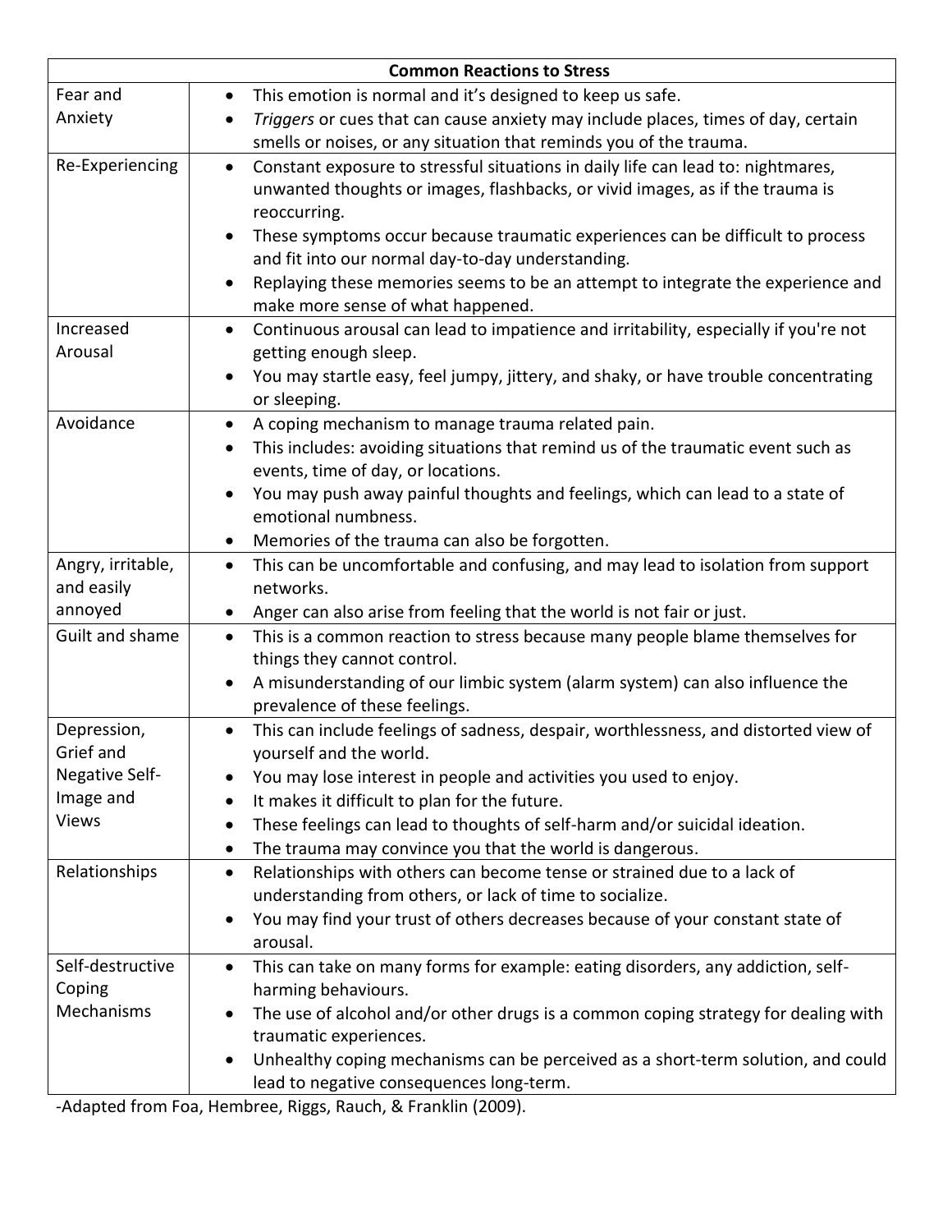| Common Reactions to Stress | |
|---|---|
| Fear and Anxiety | • This emotion is normal and it's designed to keep us safe.<br>• *Triggers* or cues that can cause anxiety may include places, times of day, certain smells or noises, or any situation that reminds you of the trauma. |
| Re-Experiencing | • Constant exposure to stressful situations in daily life can lead to: nightmares, unwanted thoughts or images, flashbacks, or vivid images, as if the trauma is reoccurring.<br>• These symptoms occur because traumatic experiences can be difficult to process and fit into our normal day-to-day understanding.<br>• Replaying these memories seems to be an attempt to integrate the experience and make more sense of what happened. |
| Increased Arousal | • Continuous arousal can lead to impatience and irritability, especially if you're not getting enough sleep.<br>• You may startle easy, feel jumpy, jittery, and shaky, or have trouble concentrating or sleeping. |
| Avoidance | • A coping mechanism to manage trauma related pain.<br>• This includes: avoiding situations that remind us of the traumatic event such as events, time of day, or locations.<br>• You may push away painful thoughts and feelings, which can lead to a state of emotional numbness.<br>• Memories of the trauma can also be forgotten. |
| Angry, irritable, and easily annoyed | • This can be uncomfortable and confusing, and may lead to isolation from support networks.<br>• Anger can also arise from feeling that the world is not fair or just. |
| Guilt and shame | • This is a common reaction to stress because many people blame themselves for things they cannot control.<br>• A misunderstanding of our limbic system (alarm system) can also influence the prevalence of these feelings. |
| Depression, Grief and Negative Self-Image and Views | • This can include feelings of sadness, despair, worthlessness, and distorted view of yourself and the world.<br>• You may lose interest in people and activities you used to enjoy.<br>• It makes it difficult to plan for the future.<br>• These feelings can lead to thoughts of self-harm and/or suicidal ideation.<br>• The trauma may convince you that the world is dangerous. |
| Relationships | • Relationships with others can become tense or strained due to a lack of understanding from others, or lack of time to socialize.<br>• You may find your trust of others decreases because of your constant state of arousal. |
| Self-destructive Coping Mechanisms | • This can take on many forms for example: eating disorders, any addiction, self-harming behaviours.<br>• The use of alcohol and/or other drugs is a common coping strategy for dealing with traumatic experiences.<br>• Unhealthy coping mechanisms can be perceived as a short-term solution, and could lead to negative consequences long-term. |

-Adapted from Foa, Hembree, Riggs, Rauch, & Franklin (2009).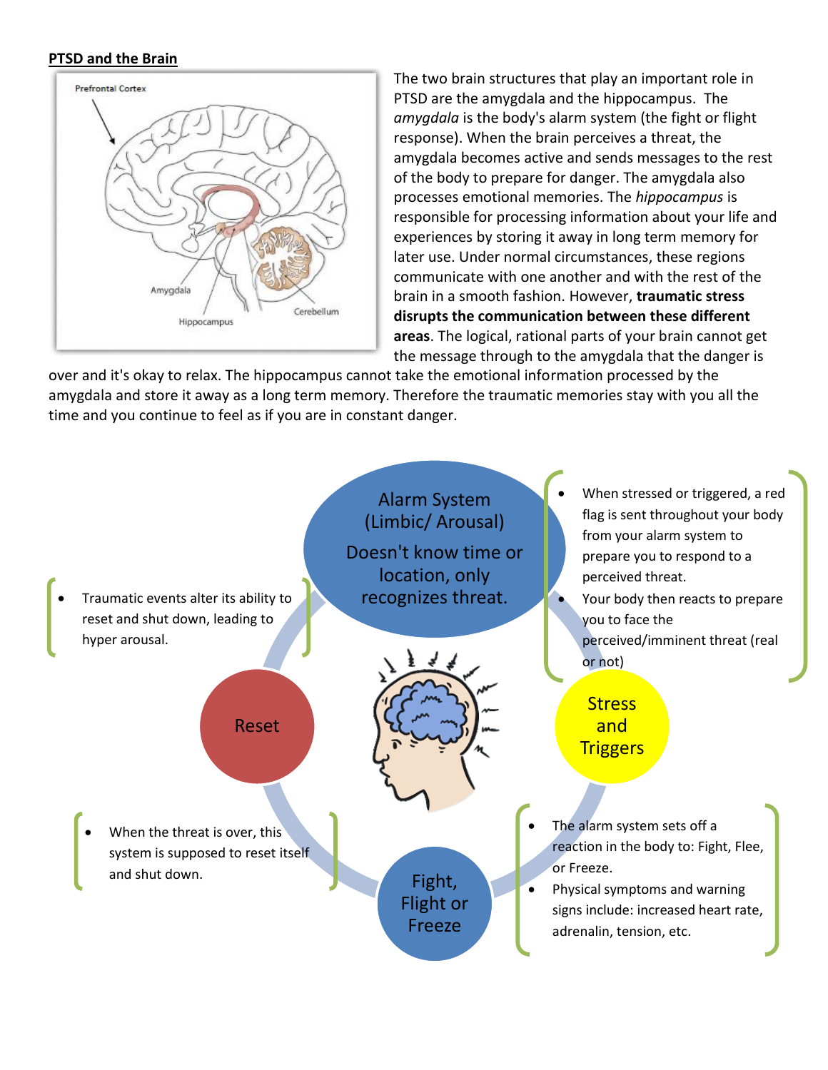**PTSD and the Brain**

Prefrontal Cortex

Amygdala

Hippocampus

Cerebellum

The two brain structures that play an important role in PTSD are the amygdala and the hippocampus. The *amygdala* is the body's alarm system (the fight or flight response). When the brain perceives a threat, the amygdala becomes active and sends messages to the rest of the body to prepare for danger. The amygdala also processes emotional memories. The *hippocampus* is responsible for processing information about your life and experiences by storing it away in long term memory for later use. Under normal circumstances, these regions communicate with one another and with the rest of the brain in a smooth fashion. However, **traumatic stress disrupts the communication between these different areas**. The logical, rational parts of your brain cannot get the message through to the amygdala that the danger is over and it's okay to relax. The hippocampus cannot take the emotional information processed by the amygdala and store it away as a long term memory. Therefore the traumatic memories stay with you all the time and you continue to feel as if you are in constant danger.

Alarm System (Limbic/ Arousal)

Doesn't know time or location, only recognizes threat.

- When stressed or triggered, a red flag is sent throughout your body from your alarm system to prepare you to respond to a perceived threat.
- Your body then reacts to prepare you to face the perceived/imminent threat (real or not)

Stress and Triggers

- The alarm system sets off a reaction in the body to: Fight, Flee, or Freeze.
- Physical symptoms and warning signs include: increased heart rate, adrenalin, tension, etc.

Fight, Flight or Freeze

- When the threat is over, this system is supposed to reset itself and shut down.

Reset

- Traumatic events alter its ability to reset and shut down, leading to hyper arousal.